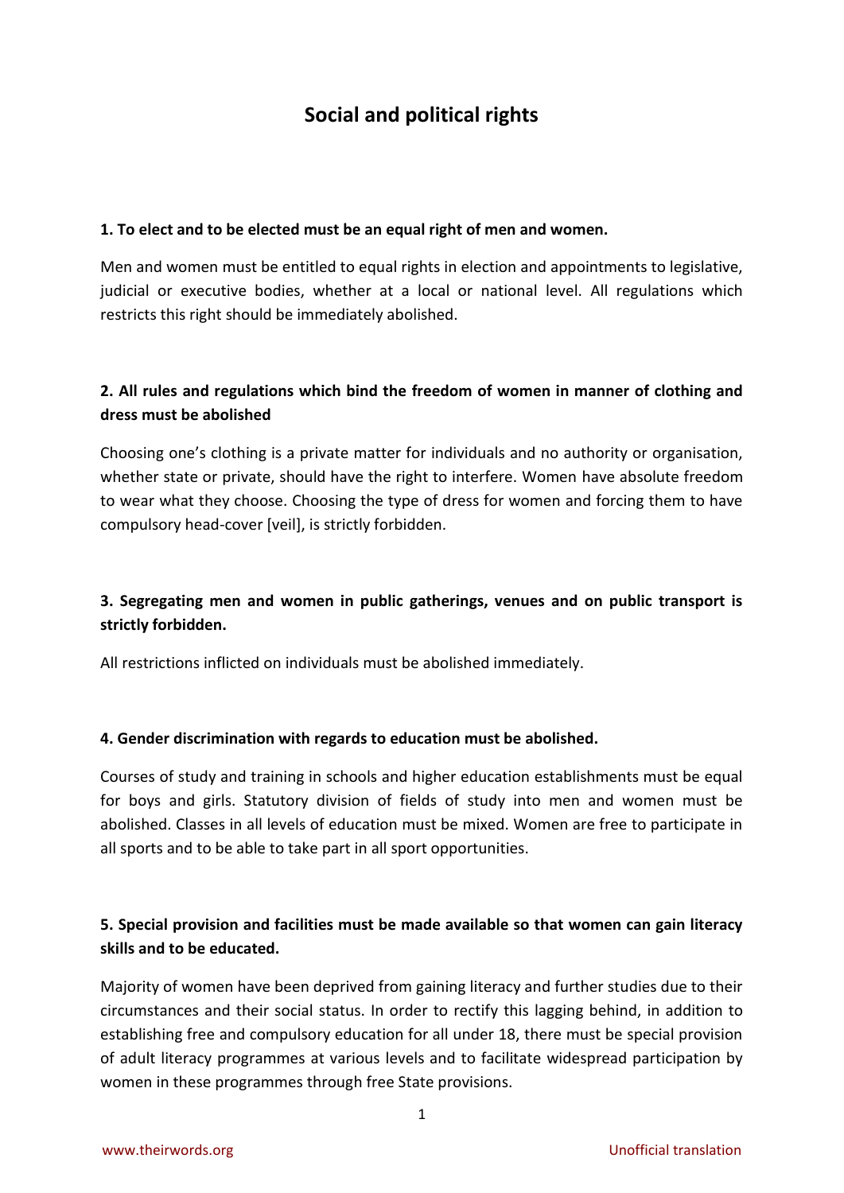# Social and political rights

**1. To elect and to be elected must be an equal right of men and women.**

Men and women must be entitled to equal rights in election and appointments to legislative, judicial or executive bodies, whether at a local or national level. All regulations which restricts this right should be immediately abolished.

**2. All rules and regulations which bind the freedom of women in manner of clothing and dress must be abolished**

Choosing one's clothing is a private matter for individuals and no authority or organisation, whether state or private, should have the right to interfere. Women have absolute freedom to wear what they choose. Choosing the type of dress for women and forcing them to have compulsory head-cover [veil], is strictly forbidden.

**3. Segregating men and women in public gatherings, venues and on public transport is strictly forbidden.**

All restrictions inflicted on individuals must be abolished immediately.

**4. Gender discrimination with regards to education must be abolished.**

Courses of study and training in schools and higher education establishments must be equal for boys and girls. Statutory division of fields of study into men and women must be abolished. Classes in all levels of education must be mixed. Women are free to participate in all sports and to be able to take part in all sport opportunities.

**5. Special provision and facilities must be made available so that women can gain literacy skills and to be educated.**

Majority of women have been deprived from gaining literacy and further studies due to their circumstances and their social status. In order to rectify this lagging behind, in addition to establishing free and compulsory education for all under 18, there must be special provision of adult literacy programmes at various levels and to facilitate widespread participation by women in these programmes through free State provisions.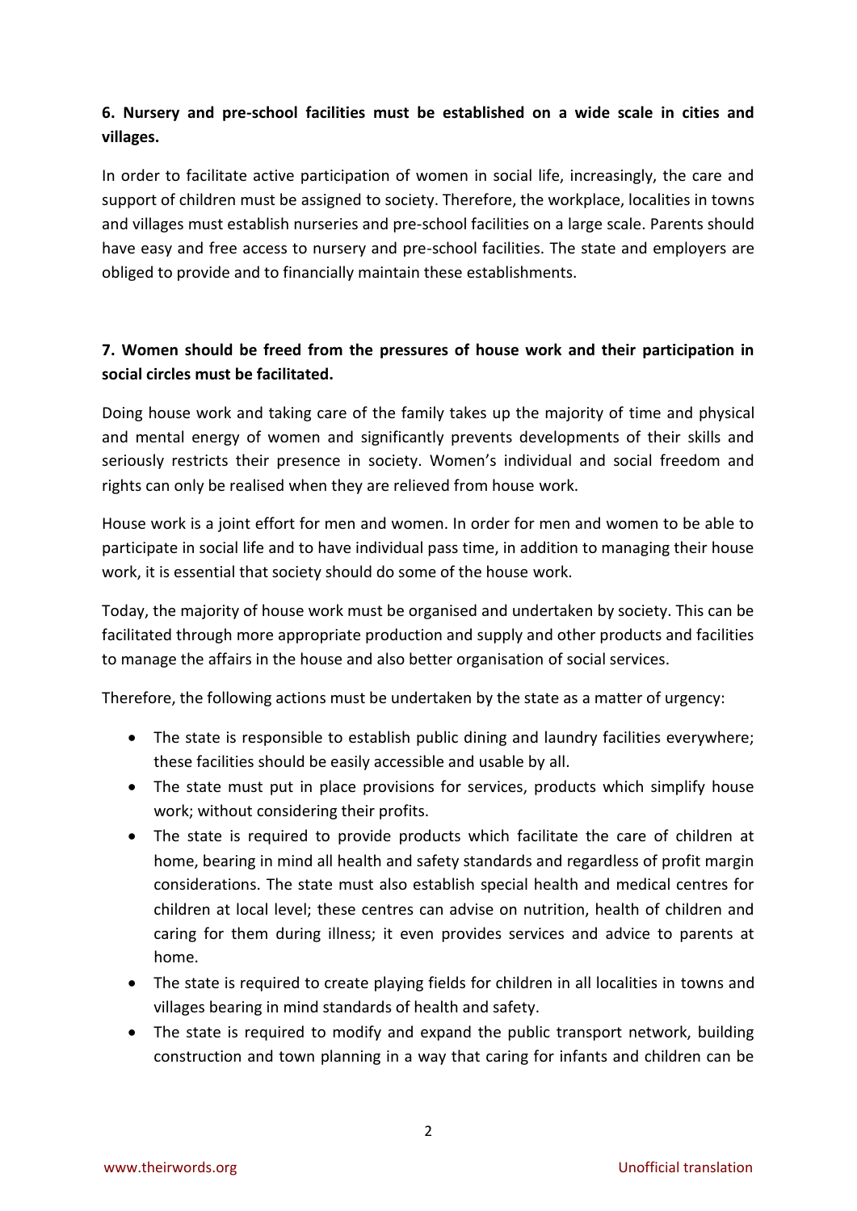**6. Nursery and pre-school facilities must be established on a wide scale in cities and villages.**

In order to facilitate active participation of women in social life, increasingly, the care and support of children must be assigned to society. Therefore, the workplace, localities in towns and villages must establish nurseries and pre-school facilities on a large scale. Parents should have easy and free access to nursery and pre-school facilities. The state and employers are obliged to provide and to financially maintain these establishments.

**7. Women should be freed from the pressures of house work and their participation in social circles must be facilitated.**

Doing house work and taking care of the family takes up the majority of time and physical and mental energy of women and significantly prevents developments of their skills and seriously restricts their presence in society. Women's individual and social freedom and rights can only be realised when they are relieved from house work.

House work is a joint effort for men and women. In order for men and women to be able to participate in social life and to have individual pass time, in addition to managing their house work, it is essential that society should do some of the house work.

Today, the majority of house work must be organised and undertaken by society. This can be facilitated through more appropriate production and supply and other products and facilities to manage the affairs in the house and also better organisation of social services.

Therefore, the following actions must be undertaken by the state as a matter of urgency:

- The state is responsible to establish public dining and laundry facilities everywhere; these facilities should be easily accessible and usable by all.
- The state must put in place provisions for services, products which simplify house work; without considering their profits.
- The state is required to provide products which facilitate the care of children at home, bearing in mind all health and safety standards and regardless of profit margin considerations. The state must also establish special health and medical centres for children at local level; these centres can advise on nutrition, health of children and caring for them during illness; it even provides services and advice to parents at home.
- The state is required to create playing fields for children in all localities in towns and villages bearing in mind standards of health and safety.
- The state is required to modify and expand the public transport network, building construction and town planning in a way that caring for infants and children can be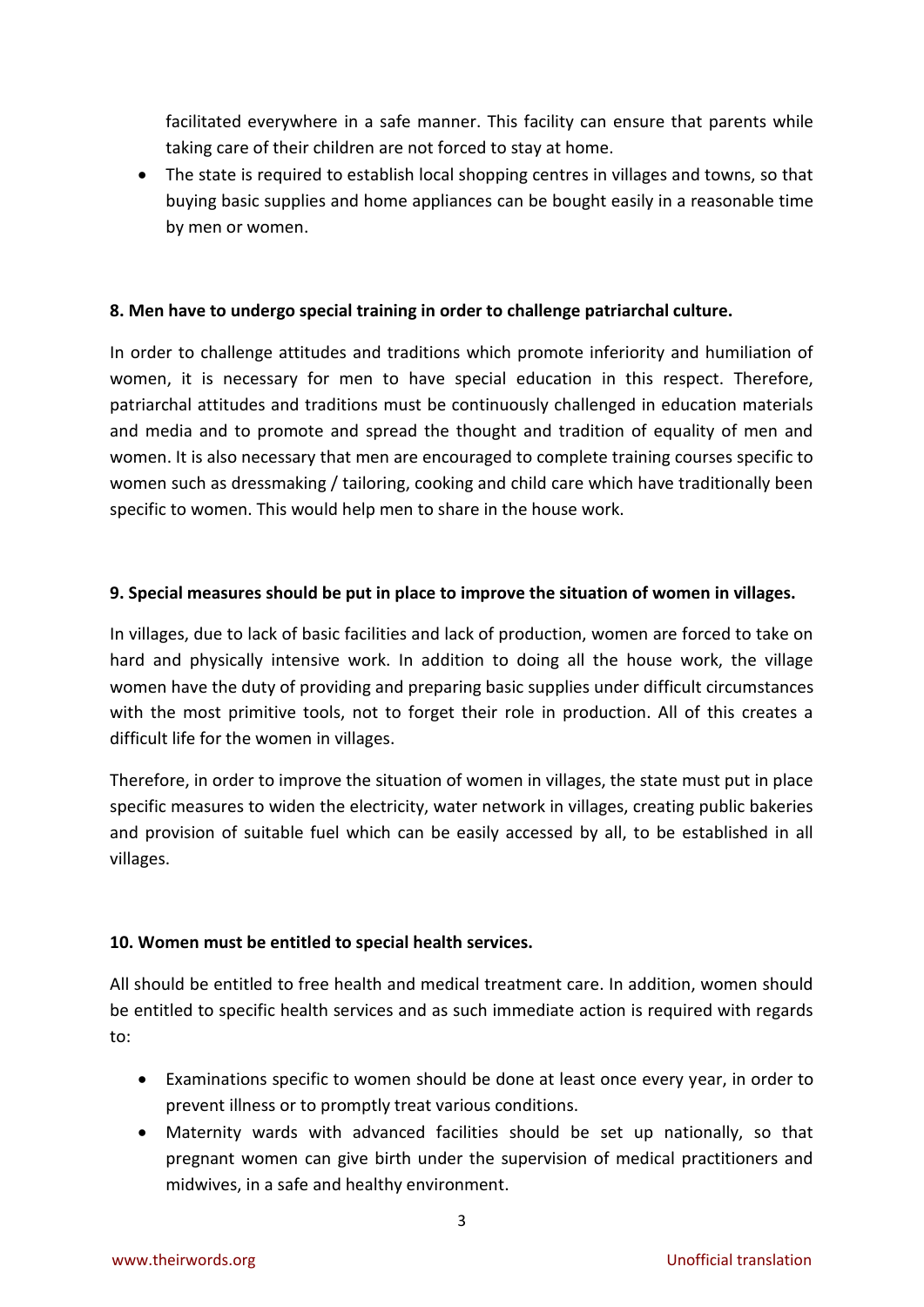facilitated everywhere in a safe manner. This facility can ensure that parents while taking care of their children are not forced to stay at home.

- The state is required to establish local shopping centres in villages and towns, so that buying basic supplies and home appliances can be bought easily in a reasonable time by men or women.

**8. Men have to undergo special training in order to challenge patriarchal culture.**

In order to challenge attitudes and traditions which promote inferiority and humiliation of women, it is necessary for men to have special education in this respect. Therefore, patriarchal attitudes and traditions must be continuously challenged in education materials and media and to promote and spread the thought and tradition of equality of men and women. It is also necessary that men are encouraged to complete training courses specific to women such as dressmaking / tailoring, cooking and child care which have traditionally been specific to women. This would help men to share in the house work.

**9. Special measures should be put in place to improve the situation of women in villages.**

In villages, due to lack of basic facilities and lack of production, women are forced to take on hard and physically intensive work. In addition to doing all the house work, the village women have the duty of providing and preparing basic supplies under difficult circumstances with the most primitive tools, not to forget their role in production. All of this creates a difficult life for the women in villages.

Therefore, in order to improve the situation of women in villages, the state must put in place specific measures to widen the electricity, water network in villages, creating public bakeries and provision of suitable fuel which can be easily accessed by all, to be established in all villages.

**10. Women must be entitled to special health services.**

All should be entitled to free health and medical treatment care. In addition, women should be entitled to specific health services and as such immediate action is required with regards to:

- Examinations specific to women should be done at least once every year, in order to prevent illness or to promptly treat various conditions.
- Maternity wards with advanced facilities should be set up nationally, so that pregnant women can give birth under the supervision of medical practitioners and midwives, in a safe and healthy environment.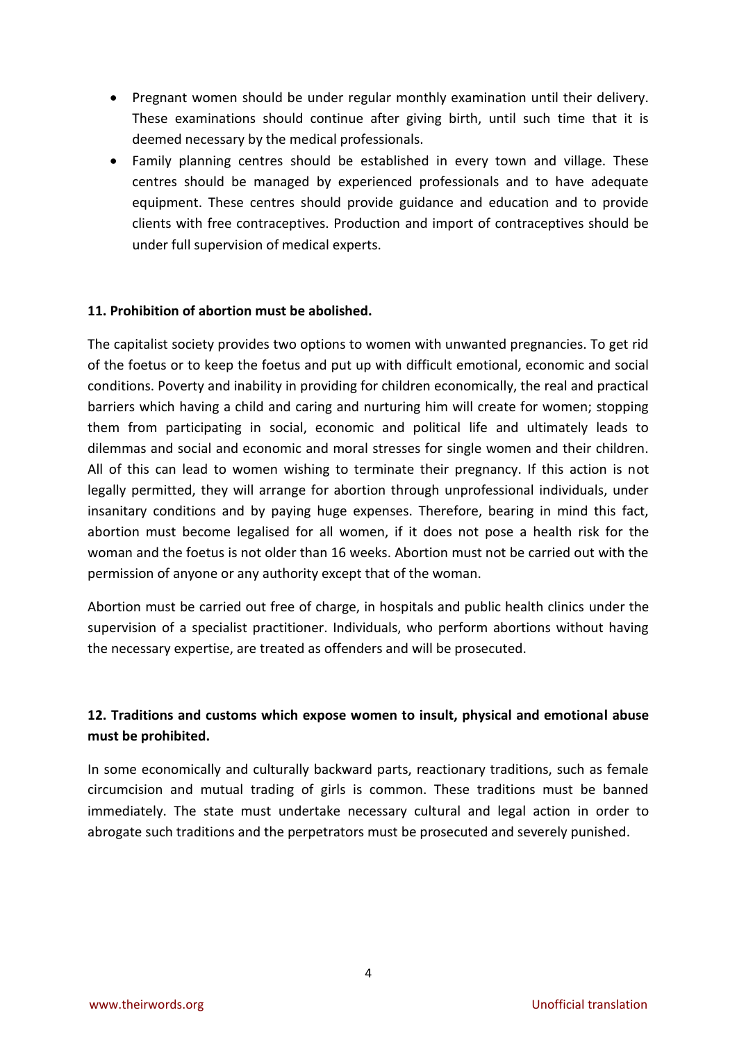- Pregnant women should be under regular monthly examination until their delivery. These examinations should continue after giving birth, until such time that it is deemed necessary by the medical professionals.
- Family planning centres should be established in every town and village. These centres should be managed by experienced professionals and to have adequate equipment. These centres should provide guidance and education and to provide clients with free contraceptives. Production and import of contraceptives should be under full supervision of medical experts.

**11. Prohibition of abortion must be abolished.**

The capitalist society provides two options to women with unwanted pregnancies. To get rid of the foetus or to keep the foetus and put up with difficult emotional, economic and social conditions. Poverty and inability in providing for children economically, the real and practical barriers which having a child and caring and nurturing him will create for women; stopping them from participating in social, economic and political life and ultimately leads to dilemmas and social and economic and moral stresses for single women and their children. All of this can lead to women wishing to terminate their pregnancy. If this action is not legally permitted, they will arrange for abortion through unprofessional individuals, under insanitary conditions and by paying huge expenses. Therefore, bearing in mind this fact, abortion must become legalised for all women, if it does not pose a health risk for the woman and the foetus is not older than 16 weeks. Abortion must not be carried out with the permission of anyone or any authority except that of the woman.

Abortion must be carried out free of charge, in hospitals and public health clinics under the supervision of a specialist practitioner. Individuals, who perform abortions without having the necessary expertise, are treated as offenders and will be prosecuted.

**12. Traditions and customs which expose women to insult, physical and emotional abuse must be prohibited.**

In some economically and culturally backward parts, reactionary traditions, such as female circumcision and mutual trading of girls is common. These traditions must be banned immediately. The state must undertake necessary cultural and legal action in order to abrogate such traditions and the perpetrators must be prosecuted and severely punished.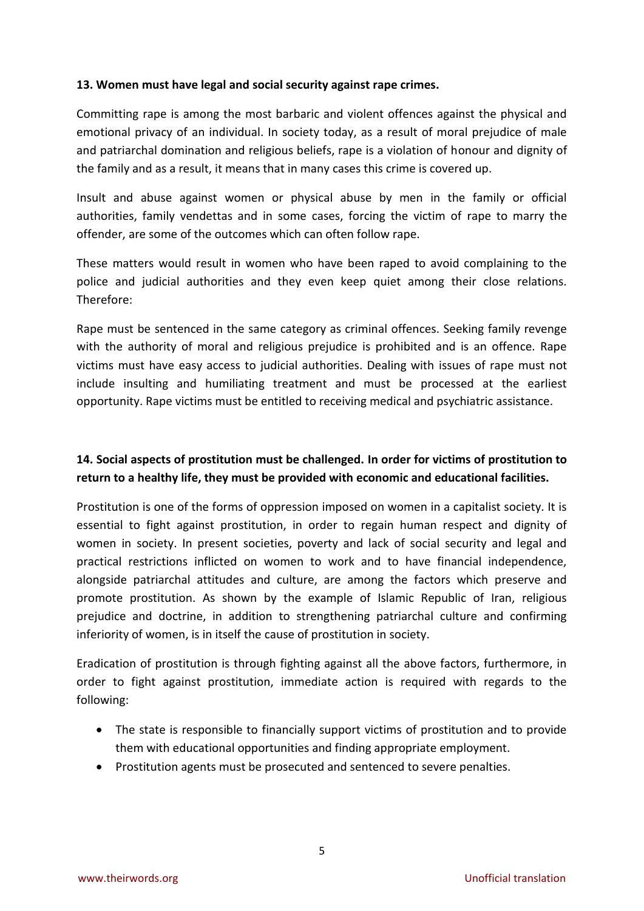**13. Women must have legal and social security against rape crimes.**

Committing rape is among the most barbaric and violent offences against the physical and emotional privacy of an individual. In society today, as a result of moral prejudice of male and patriarchal domination and religious beliefs, rape is a violation of honour and dignity of the family and as a result, it means that in many cases this crime is covered up.

Insult and abuse against women or physical abuse by men in the family or official authorities, family vendettas and in some cases, forcing the victim of rape to marry the offender, are some of the outcomes which can often follow rape.

These matters would result in women who have been raped to avoid complaining to the police and judicial authorities and they even keep quiet among their close relations. Therefore:

Rape must be sentenced in the same category as criminal offences. Seeking family revenge with the authority of moral and religious prejudice is prohibited and is an offence. Rape victims must have easy access to judicial authorities. Dealing with issues of rape must not include insulting and humiliating treatment and must be processed at the earliest opportunity. Rape victims must be entitled to receiving medical and psychiatric assistance.

**14. Social aspects of prostitution must be challenged. In order for victims of prostitution to return to a healthy life, they must be provided with economic and educational facilities.**

Prostitution is one of the forms of oppression imposed on women in a capitalist society. It is essential to fight against prostitution, in order to regain human respect and dignity of women in society. In present societies, poverty and lack of social security and legal and practical restrictions inflicted on women to work and to have financial independence, alongside patriarchal attitudes and culture, are among the factors which preserve and promote prostitution. As shown by the example of Islamic Republic of Iran, religious prejudice and doctrine, in addition to strengthening patriarchal culture and confirming inferiority of women, is in itself the cause of prostitution in society.

Eradication of prostitution is through fighting against all the above factors, furthermore, in order to fight against prostitution, immediate action is required with regards to the following:

- The state is responsible to financially support victims of prostitution and to provide them with educational opportunities and finding appropriate employment.
- Prostitution agents must be prosecuted and sentenced to severe penalties.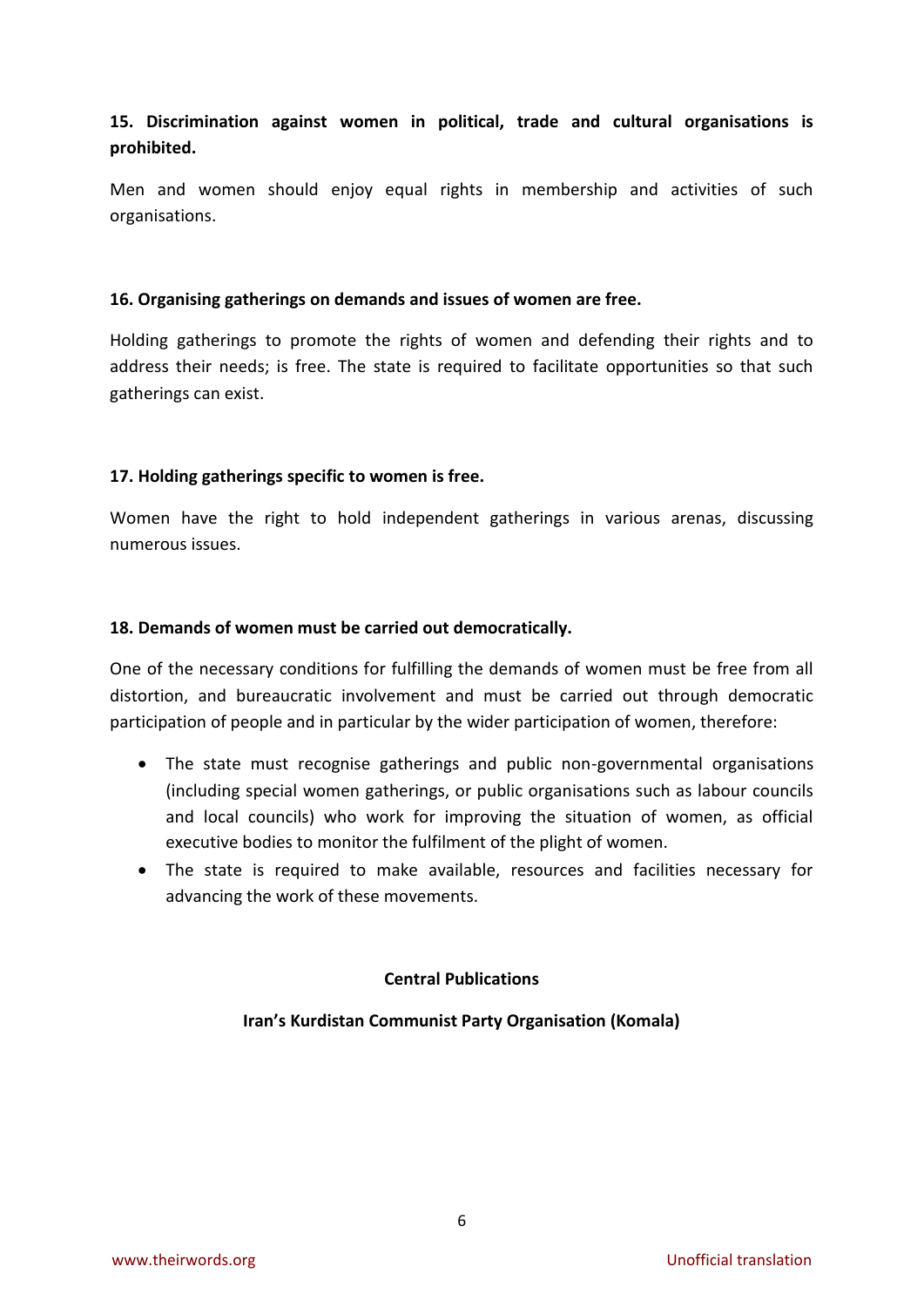**15. Discrimination against women in political, trade and cultural organisations is prohibited.**

Men and women should enjoy equal rights in membership and activities of such organisations.

**16. Organising gatherings on demands and issues of women are free.**

Holding gatherings to promote the rights of women and defending their rights and to address their needs; is free. The state is required to facilitate opportunities so that such gatherings can exist.

**17. Holding gatherings specific to women is free.**

Women have the right to hold independent gatherings in various arenas, discussing numerous issues.

**18. Demands of women must be carried out democratically.**

One of the necessary conditions for fulfilling the demands of women must be free from all distortion, and bureaucratic involvement and must be carried out through democratic participation of people and in particular by the wider participation of women, therefore:

- The state must recognise gatherings and public non-governmental organisations (including special women gatherings, or public organisations such as labour councils and local councils) who work for improving the situation of women, as official executive bodies to monitor the fulfilment of the plight of women.
- The state is required to make available, resources and facilities necessary for advancing the work of these movements.

**Central Publications**

**Iran's Kurdistan Communist Party Organisation (Komala)**